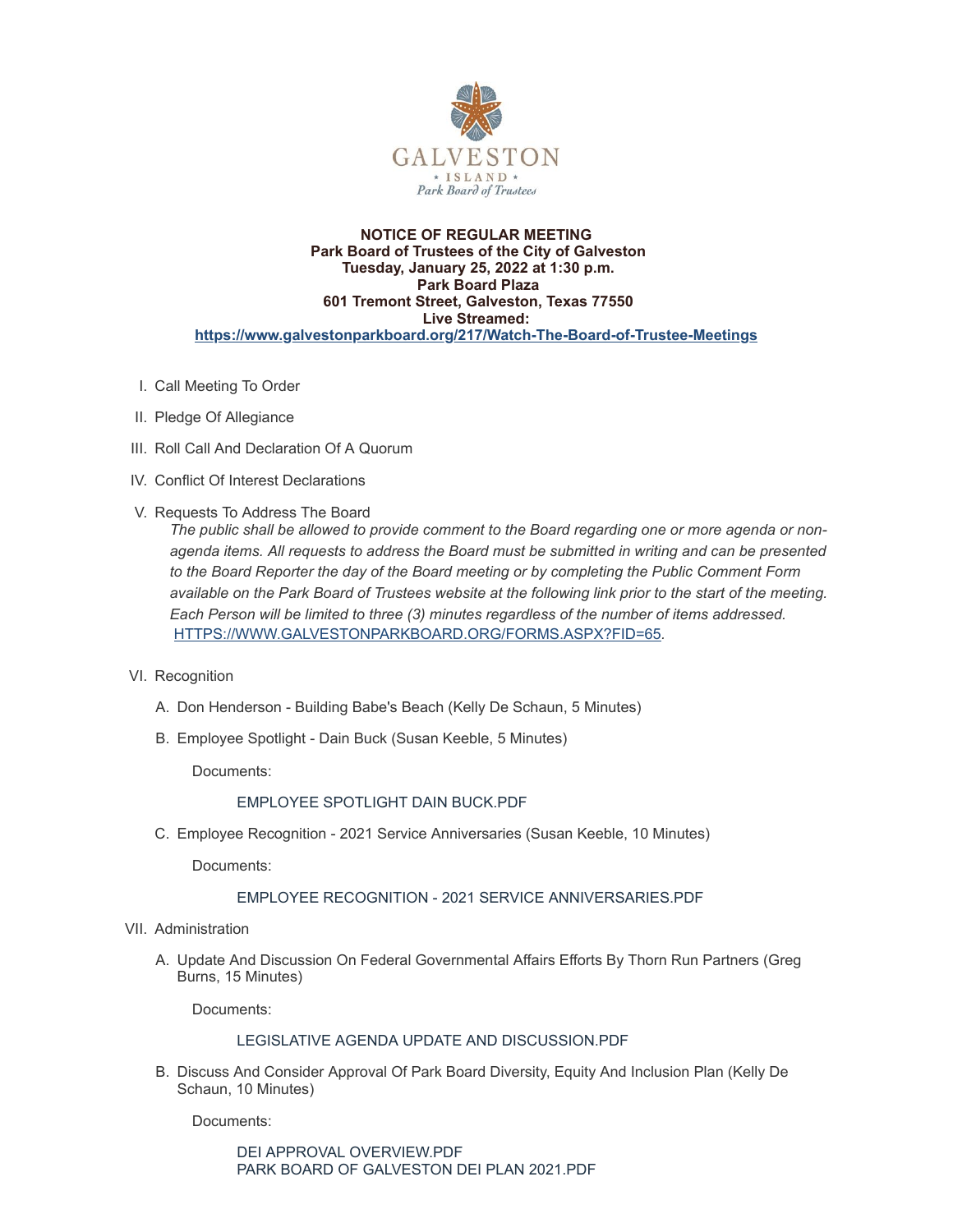**NOTICE OF REGULAR MEETING**
**Park Board of Trustees of the City of Galveston**
**Tuesday, January 25, 2022 at 1:30 p.m.**
**Park Board Plaza**
**601 Tremont Street, Galveston, Texas 77550**
**Live Streamed:**
**https://www.galvestonparkboard.org/217/Watch-The-Board-of-Trustee-Meetings**

I. Call Meeting To Order

II. Pledge Of Allegiance

III. Roll Call And Declaration Of A Quorum

IV. Conflict Of Interest Declarations

V. Requests To Address The Board

*The public shall be allowed to provide comment to the Board regarding one or more agenda or non-agenda items. All requests to address the Board must be submitted in writing and can be presented to the Board Reporter the day of the Board meeting or by completing the Public Comment Form available on the Park Board of Trustees website at the following link prior to the start of the meeting. Each Person will be limited to three (3) minutes regardless of the number of items addressed.* HTTPS://WWW.GALVESTONPARKBOARD.ORG/FORMS.ASPX?FID=65.

VI. Recognition

A. Don Henderson - Building Babe's Beach (Kelly De Schaun, 5 Minutes)

B. Employee Spotlight - Dain Buck (Susan Keeble, 5 Minutes)

Documents:

EMPLOYEE SPOTLIGHT DAIN BUCK.PDF

C. Employee Recognition - 2021 Service Anniversaries (Susan Keeble, 10 Minutes)

Documents:

EMPLOYEE RECOGNITION - 2021 SERVICE ANNIVERSARIES.PDF

VII. Administration

A. Update And Discussion On Federal Governmental Affairs Efforts By Thorn Run Partners (Greg Burns, 15 Minutes)

Documents:

LEGISLATIVE AGENDA UPDATE AND DISCUSSION.PDF

B. Discuss And Consider Approval Of Park Board Diversity, Equity And Inclusion Plan (Kelly De Schaun, 10 Minutes)

Documents:

DEI APPROVAL OVERVIEW.PDF
PARK BOARD OF GALVESTON DEI PLAN 2021.PDF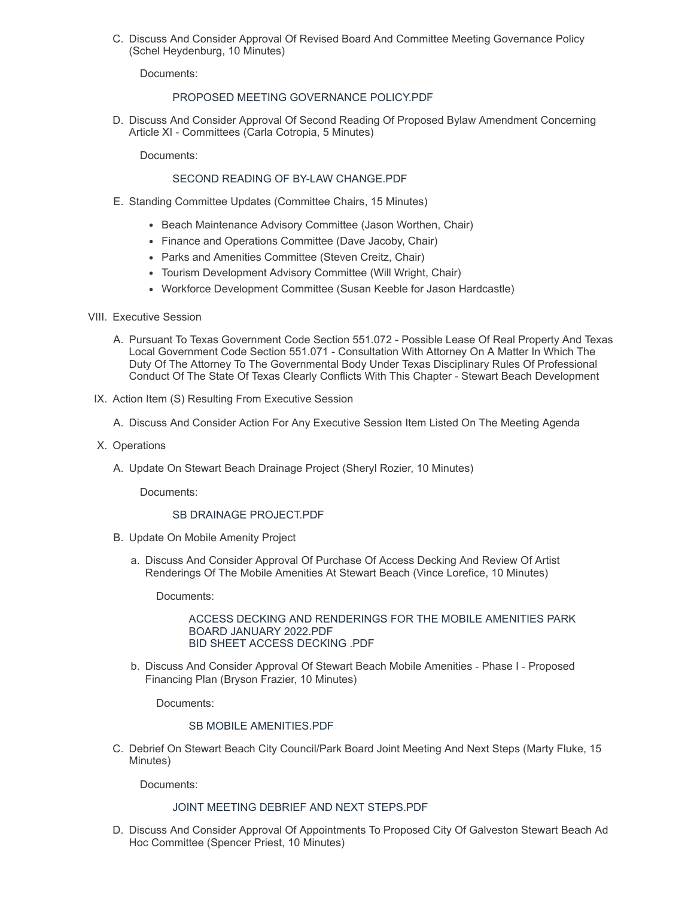C. Discuss And Consider Approval Of Revised Board And Committee Meeting Governance Policy (Schel Heydenburg, 10 Minutes)

Documents:

PROPOSED MEETING GOVERNANCE POLICY.PDF

D. Discuss And Consider Approval Of Second Reading Of Proposed Bylaw Amendment Concerning Article XI - Committees (Carla Cotropia, 5 Minutes)

Documents:

SECOND READING OF BY-LAW CHANGE.PDF

E. Standing Committee Updates (Committee Chairs, 15 Minutes)

- Beach Maintenance Advisory Committee (Jason Worthen, Chair)
- Finance and Operations Committee (Dave Jacoby, Chair)
- Parks and Amenities Committee (Steven Creitz, Chair)
- Tourism Development Advisory Committee (Will Wright, Chair)
- Workforce Development Committee (Susan Keeble for Jason Hardcastle)

VIII. Executive Session

A. Pursuant To Texas Government Code Section 551.072 - Possible Lease Of Real Property And Texas Local Government Code Section 551.071 - Consultation With Attorney On A Matter In Which The Duty Of The Attorney To The Governmental Body Under Texas Disciplinary Rules Of Professional Conduct Of The State Of Texas Clearly Conflicts With This Chapter - Stewart Beach Development

IX. Action Item (S) Resulting From Executive Session

A. Discuss And Consider Action For Any Executive Session Item Listed On The Meeting Agenda

X. Operations

A. Update On Stewart Beach Drainage Project (Sheryl Rozier, 10 Minutes)

Documents:

SB DRAINAGE PROJECT.PDF

B. Update On Mobile Amenity Project

a. Discuss And Consider Approval Of Purchase Of Access Decking And Review Of Artist Renderings Of The Mobile Amenities At Stewart Beach (Vince Lorefice, 10 Minutes)

Documents:

ACCESS DECKING AND RENDERINGS FOR THE MOBILE AMENITIES PARK BOARD JANUARY 2022.PDF
BID SHEET ACCESS DECKING .PDF

b. Discuss And Consider Approval Of Stewart Beach Mobile Amenities - Phase I - Proposed Financing Plan (Bryson Frazier, 10 Minutes)

Documents:

SB MOBILE AMENITIES.PDF

C. Debrief On Stewart Beach City Council/Park Board Joint Meeting And Next Steps (Marty Fluke, 15 Minutes)

Documents:

JOINT MEETING DEBRIEF AND NEXT STEPS.PDF

D. Discuss And Consider Approval Of Appointments To Proposed City Of Galveston Stewart Beach Ad Hoc Committee (Spencer Priest, 10 Minutes)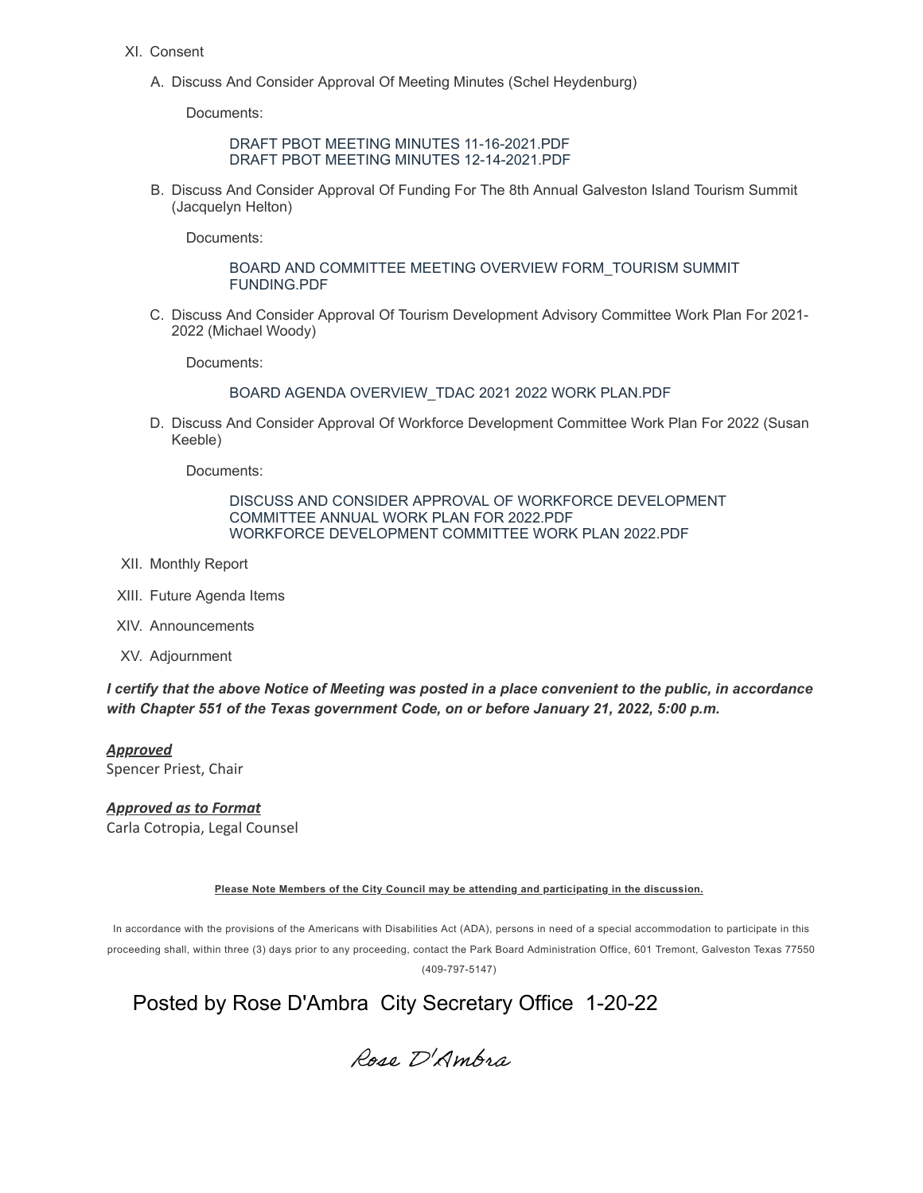XI. Consent

A. Discuss And Consider Approval Of Meeting Minutes (Schel Heydenburg)

Documents:

DRAFT PBOT MEETING MINUTES 11-16-2021.PDF
DRAFT PBOT MEETING MINUTES 12-14-2021.PDF

B. Discuss And Consider Approval Of Funding For The 8th Annual Galveston Island Tourism Summit (Jacquelyn Helton)

Documents:

BOARD AND COMMITTEE MEETING OVERVIEW FORM_TOURISM SUMMIT FUNDING.PDF

C. Discuss And Consider Approval Of Tourism Development Advisory Committee Work Plan For 2021-2022 (Michael Woody)

Documents:

BOARD AGENDA OVERVIEW_TDAC 2021 2022 WORK PLAN.PDF

D. Discuss And Consider Approval Of Workforce Development Committee Work Plan For 2022 (Susan Keeble)

Documents:

DISCUSS AND CONSIDER APPROVAL OF WORKFORCE DEVELOPMENT COMMITTEE ANNUAL WORK PLAN FOR 2022.PDF
WORKFORCE DEVELOPMENT COMMITTEE WORK PLAN 2022.PDF

XII. Monthly Report

XIII. Future Agenda Items

XIV. Announcements

XV. Adjournment

***I certify that the above Notice of Meeting was posted in a place convenient to the public, in accordance with Chapter 551 of the Texas government Code, on or before January 21, 2022, 5:00 p.m.***

***Approved***
Spencer Priest, Chair

***Approved as to Format***
Carla Cotropia, Legal Counsel

**Please Note Members of the City Council may be attending and participating in the discussion.**

In accordance with the provisions of the Americans with Disabilities Act (ADA), persons in need of a special accommodation to participate in this proceeding shall, within three (3) days prior to any proceeding, contact the Park Board Administration Office, 601 Tremont, Galveston Texas 77550 (409-797-5147)

Posted by Rose D'Ambra City Secretary Office 1-20-22

*Rose D'Ambra*